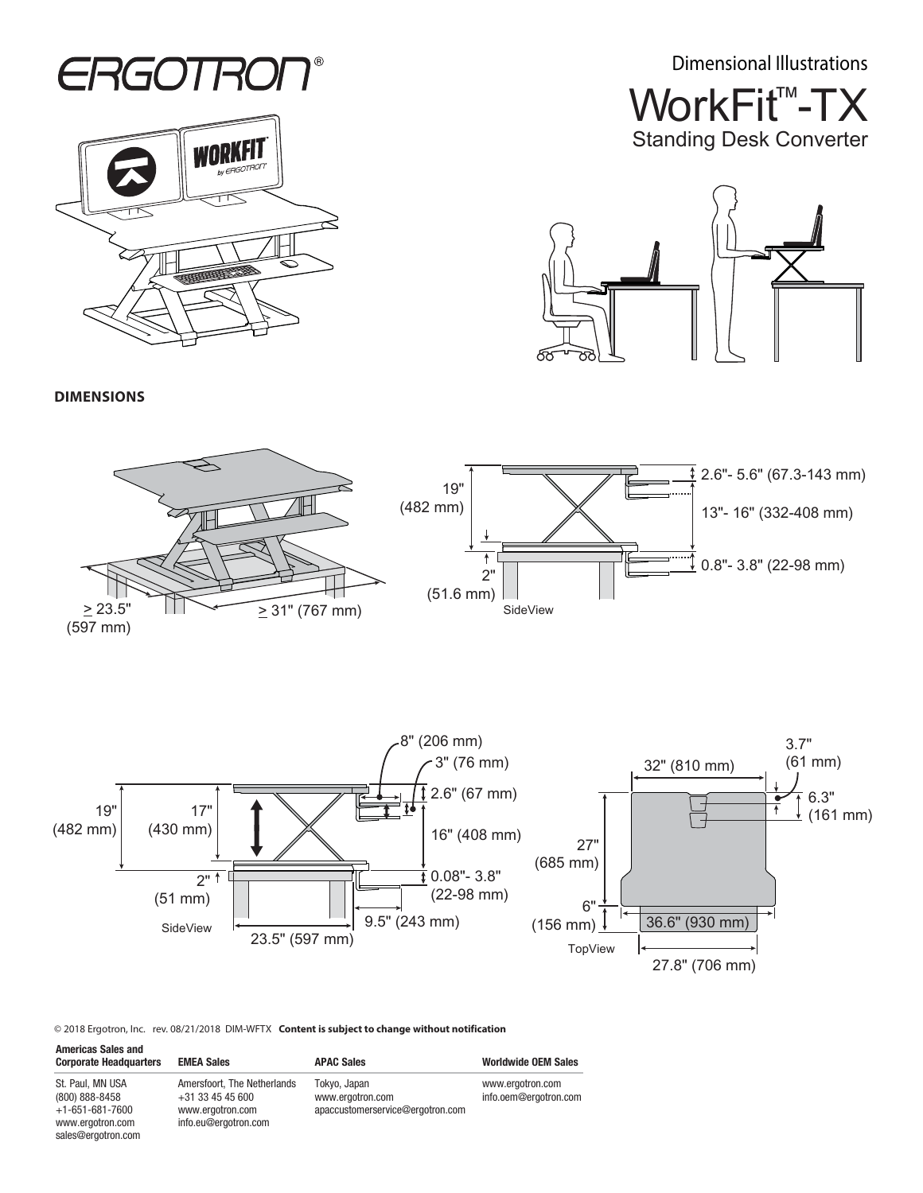# ERGOTRON®

Dimensional Illustrations

# WorkFit™-TX

## Standing Desk Converter

### DIMENSIONS

≥ 23.5" (597 mm)

≥ 31" (767 mm)

19" (482 mm)

2" (51.6 mm)

2.6"- 5.6" (67.3-143 mm)

13"- 16" (332-408 mm)

0.8"- 3.8" (22-98 mm)

SideView

8" (206 mm)

3" (76 mm)

2.6" (67 mm)

19" (482 mm)

17" (430 mm)

16" (408 mm)

2" (51 mm)

0.08"- 3.8" (22-98 mm)

9.5" (243 mm)

23.5" (597 mm)

SideView

32" (810 mm)

3.7" (61 mm)

6.3" (161 mm)

27" (685 mm)

6" (156 mm)

36.6" (930 mm)

27.8" (706 mm)

TopView

© 2018 Ergotron, Inc. rev. 08/21/2018 DIM-WFTX **Content is subject to change without notification**

| Americas Sales and Corporate Headquarters | EMEA Sales | APAC Sales | Worldwide OEM Sales |
|---|---|---|---|
| St. Paul, MN USA<br>(800) 888-8458<br>+1-651-681-7600<br>www.ergotron.com<br>sales@ergotron.com | Amersfoort, The Netherlands<br>+31 33 45 45 600<br>www.ergotron.com<br>info.eu@ergotron.com | Tokyo, Japan<br>www.ergotron.com<br>apaccustomerservice@ergotron.com | www.ergotron.com<br>info.oem@ergotron.com |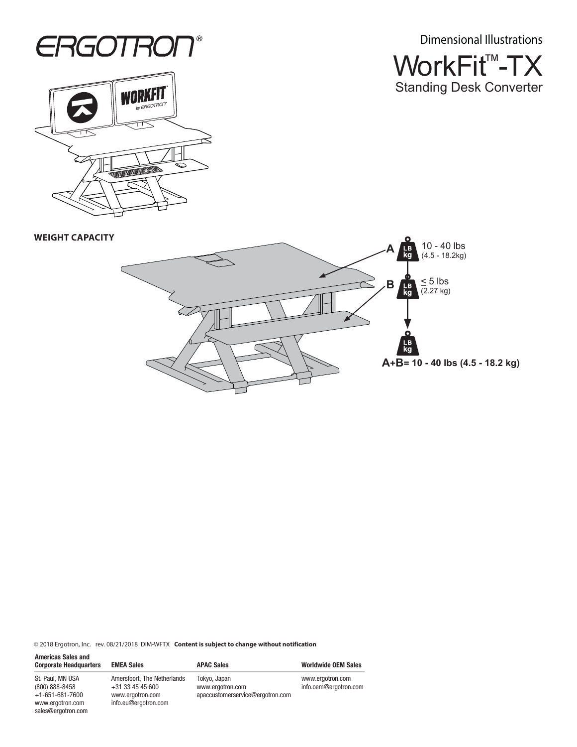# ERGOTRON®

Dimensional Illustrations

# WorkFit™-TX

## Standing Desk Converter

**WEIGHT CAPACITY**

A 10 - 40 lbs (4.5 - 18.2kg)

B ≤ 5 lbs (2.27 kg)

**A+B= 10 - 40 lbs (4.5 - 18.2 kg)**

© 2018 Ergotron, Inc. rev. 08/21/2018 DIM-WFTX **Content is subject to change without notification**

| Americas Sales and Corporate Headquarters | EMEA Sales | APAC Sales | Worldwide OEM Sales |
|---|---|---|---|
| St. Paul, MN USA<br>(800) 888-8458<br>+1-651-681-7600<br>www.ergotron.com<br>sales@ergotron.com | Amersfoort, The Netherlands<br>+31 33 45 45 600<br>www.ergotron.com<br>info.eu@ergotron.com | Tokyo, Japan<br>www.ergotron.com<br>apaccustomerservice@ergotron.com | www.ergotron.com<br>info.oem@ergotron.com |